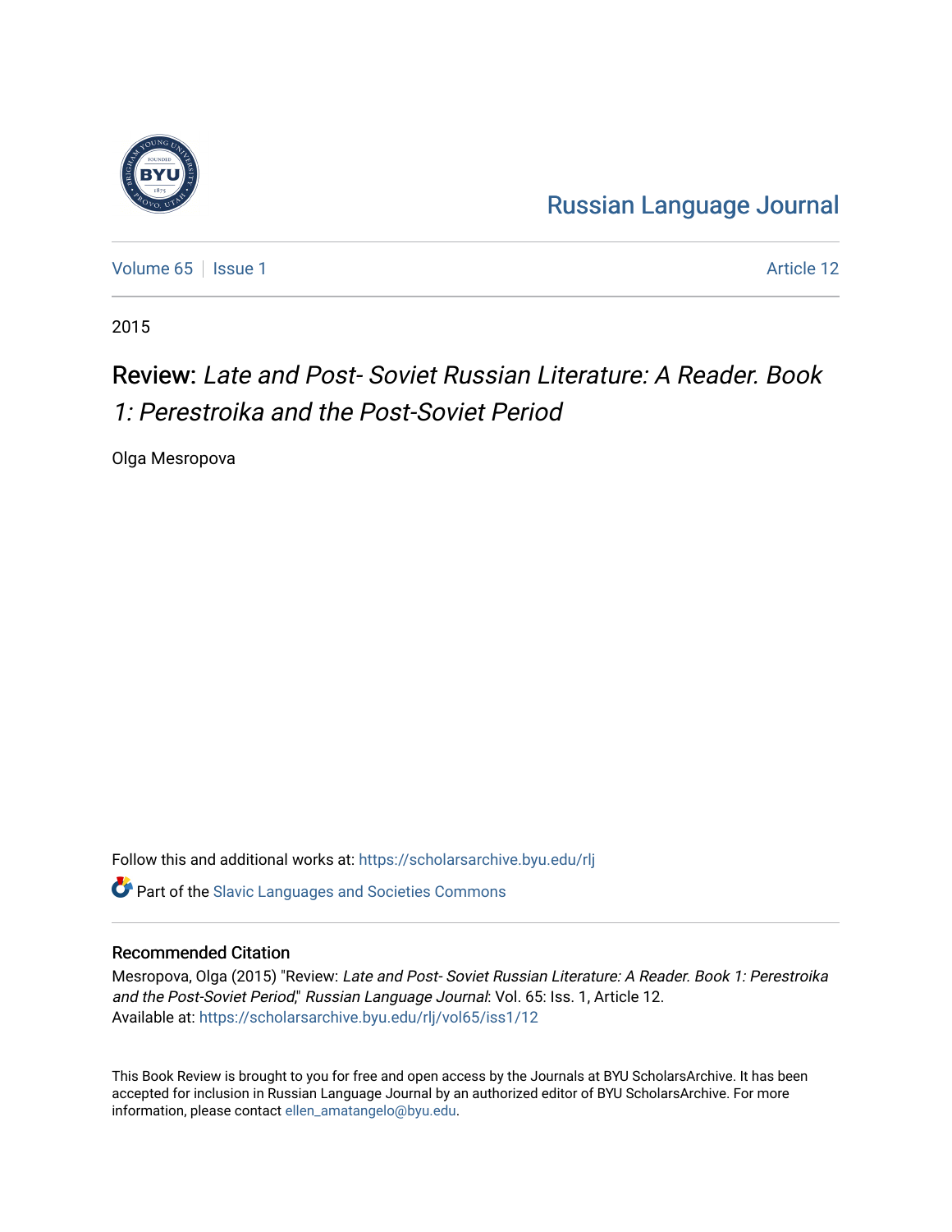Russian Language Journal

Volume 65 | Issue 1 | Article 12

2015

# Review: *Late and Post- Soviet Russian Literature: A Reader. Book 1: Perestroika and the Post-Soviet Period*

Olga Mesropova

Follow this and additional works at: https://scholarsarchive.byu.edu/rlj

Part of the Slavic Languages and Societies Commons

## Recommended Citation

Mesropova, Olga (2015) "Review: *Late and Post- Soviet Russian Literature: A Reader. Book 1: Perestroika and the Post-Soviet Period*," *Russian Language Journal*: Vol. 65: Iss. 1, Article 12.
Available at: https://scholarsarchive.byu.edu/rlj/vol65/iss1/12

This Book Review is brought to you for free and open access by the Journals at BYU ScholarsArchive. It has been accepted for inclusion in Russian Language Journal by an authorized editor of BYU ScholarsArchive. For more information, please contact ellen_amatangelo@byu.edu.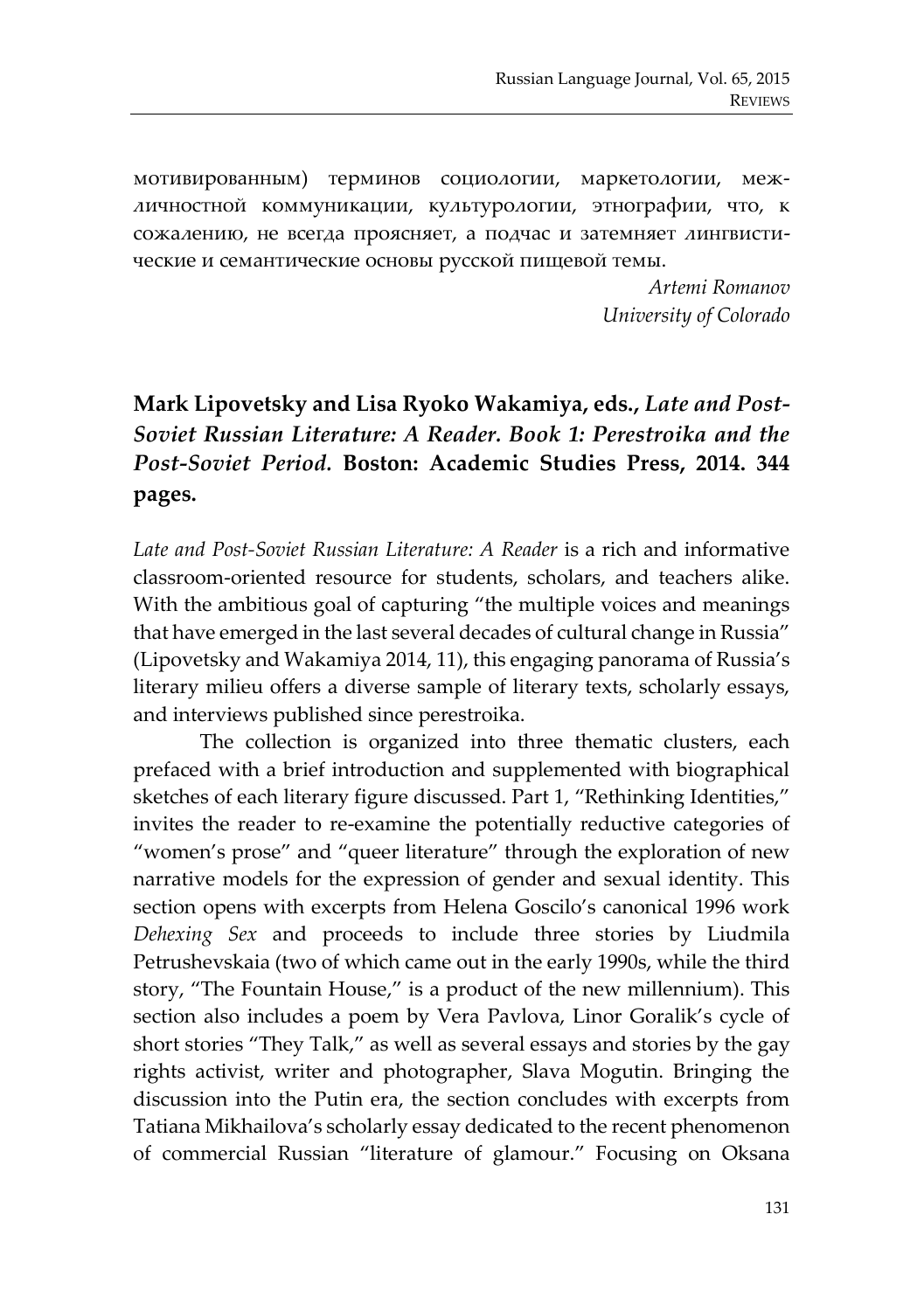мотивированным) терминов социологии, маркетологии, межличностной коммуникации, культурологии, этнографии, что, к сожалению, не всегда проясняет, а подчас и затемняет лингвистические и семантические основы русской пищевой темы.

*Artemi Romanov*
*University of Colorado*

**Mark Lipovetsky and Lisa Ryoko Wakamiya, eds., *Late and Post-Soviet Russian Literature: A Reader. Book 1: Perestroika and the Post-Soviet Period.* Boston: Academic Studies Press, 2014. 344 pages.**

*Late and Post-Soviet Russian Literature: A Reader* is a rich and informative classroom-oriented resource for students, scholars, and teachers alike. With the ambitious goal of capturing "the multiple voices and meanings that have emerged in the last several decades of cultural change in Russia" (Lipovetsky and Wakamiya 2014, 11), this engaging panorama of Russia's literary milieu offers a diverse sample of literary texts, scholarly essays, and interviews published since perestroika.

The collection is organized into three thematic clusters, each prefaced with a brief introduction and supplemented with biographical sketches of each literary figure discussed. Part 1, "Rethinking Identities," invites the reader to re-examine the potentially reductive categories of "women's prose" and "queer literature" through the exploration of new narrative models for the expression of gender and sexual identity. This section opens with excerpts from Helena Goscilo's canonical 1996 work *Dehexing Sex* and proceeds to include three stories by Liudmila Petrushevskaia (two of which came out in the early 1990s, while the third story, "The Fountain House," is a product of the new millennium). This section also includes a poem by Vera Pavlova, Linor Goralik's cycle of short stories "They Talk," as well as several essays and stories by the gay rights activist, writer and photographer, Slava Mogutin. Bringing the discussion into the Putin era, the section concludes with excerpts from Tatiana Mikhailova's scholarly essay dedicated to the recent phenomenon of commercial Russian "literature of glamour." Focusing on Oksana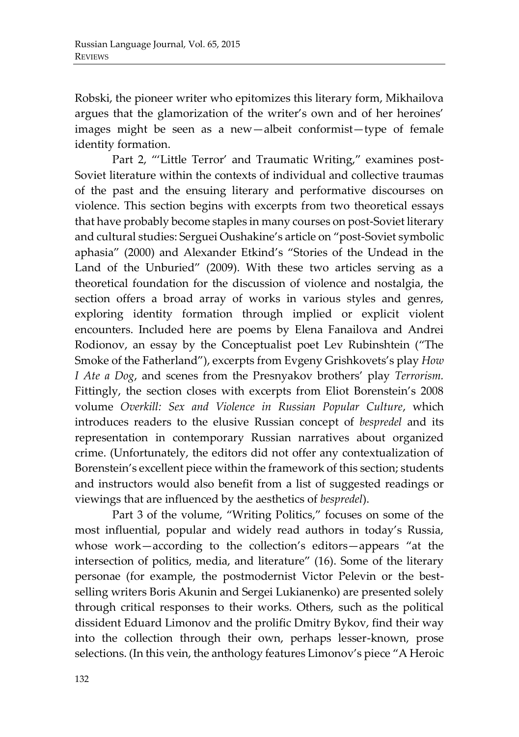Robski, the pioneer writer who epitomizes this literary form, Mikhailova argues that the glamorization of the writer's own and of her heroines' images might be seen as a new—albeit conformist—type of female identity formation.

Part 2, "'Little Terror' and Traumatic Writing," examines post-Soviet literature within the contexts of individual and collective traumas of the past and the ensuing literary and performative discourses on violence. This section begins with excerpts from two theoretical essays that have probably become staples in many courses on post-Soviet literary and cultural studies: Serguei Oushakine's article on "post-Soviet symbolic aphasia" (2000) and Alexander Etkind's "Stories of the Undead in the Land of the Unburied" (2009). With these two articles serving as a theoretical foundation for the discussion of violence and nostalgia, the section offers a broad array of works in various styles and genres, exploring identity formation through implied or explicit violent encounters. Included here are poems by Elena Fanailova and Andrei Rodionov, an essay by the Conceptualist poet Lev Rubinshtein ("The Smoke of the Fatherland"), excerpts from Evgeny Grishkovets's play *How I Ate a Dog*, and scenes from the Presnyakov brothers' play *Terrorism.* Fittingly, the section closes with excerpts from Eliot Borenstein's 2008 volume *Overkill: Sex and Violence in Russian Popular Culture*, which introduces readers to the elusive Russian concept of *bespredel* and its representation in contemporary Russian narratives about organized crime. (Unfortunately, the editors did not offer any contextualization of Borenstein's excellent piece within the framework of this section; students and instructors would also benefit from a list of suggested readings or viewings that are influenced by the aesthetics of *bespredel*).

Part 3 of the volume, "Writing Politics," focuses on some of the most influential, popular and widely read authors in today's Russia, whose work—according to the collection's editors—appears "at the intersection of politics, media, and literature" (16). Some of the literary personae (for example, the postmodernist Victor Pelevin or the best-selling writers Boris Akunin and Sergei Lukianenko) are presented solely through critical responses to their works. Others, such as the political dissident Eduard Limonov and the prolific Dmitry Bykov, find their way into the collection through their own, perhaps lesser-known, prose selections. (In this vein, the anthology features Limonov's piece "A Heroic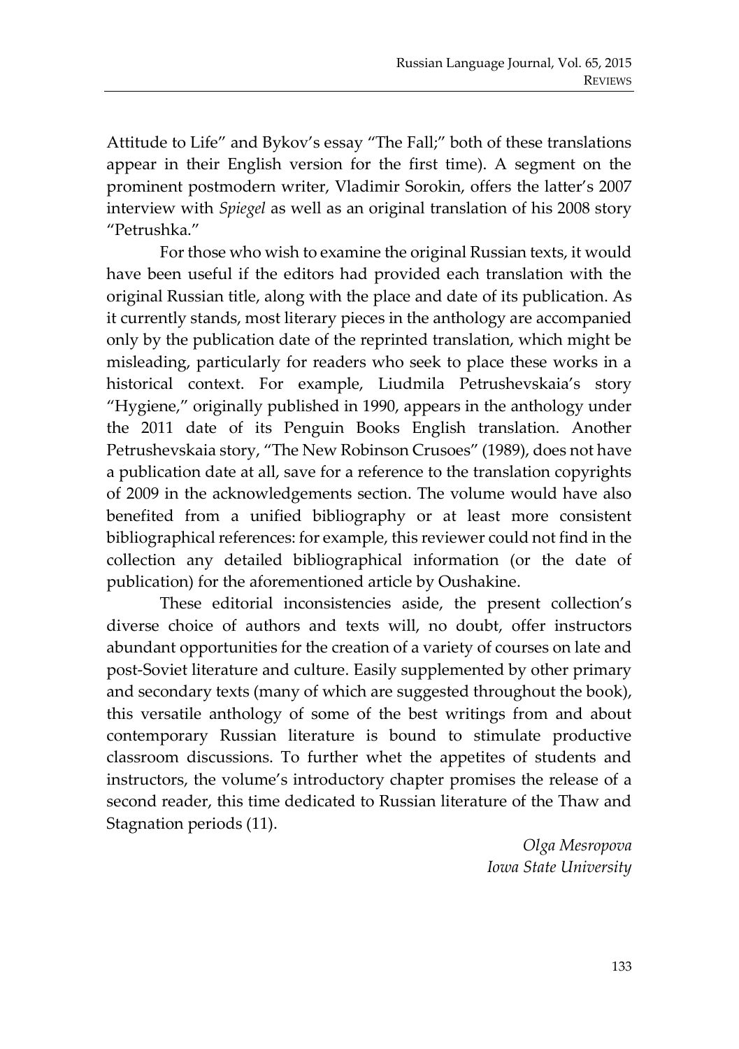Attitude to Life" and Bykov's essay "The Fall;" both of these translations appear in their English version for the first time). A segment on the prominent postmodern writer, Vladimir Sorokin, offers the latter's 2007 interview with *Spiegel* as well as an original translation of his 2008 story "Petrushka."

For those who wish to examine the original Russian texts, it would have been useful if the editors had provided each translation with the original Russian title, along with the place and date of its publication. As it currently stands, most literary pieces in the anthology are accompanied only by the publication date of the reprinted translation, which might be misleading, particularly for readers who seek to place these works in a historical context. For example, Liudmila Petrushevskaia's story "Hygiene," originally published in 1990, appears in the anthology under the 2011 date of its Penguin Books English translation. Another Petrushevskaia story, "The New Robinson Crusoes" (1989), does not have a publication date at all, save for a reference to the translation copyrights of 2009 in the acknowledgements section. The volume would have also benefited from a unified bibliography or at least more consistent bibliographical references: for example, this reviewer could not find in the collection any detailed bibliographical information (or the date of publication) for the aforementioned article by Oushakine.

These editorial inconsistencies aside, the present collection's diverse choice of authors and texts will, no doubt, offer instructors abundant opportunities for the creation of a variety of courses on late and post-Soviet literature and culture. Easily supplemented by other primary and secondary texts (many of which are suggested throughout the book), this versatile anthology of some of the best writings from and about contemporary Russian literature is bound to stimulate productive classroom discussions. To further whet the appetites of students and instructors, the volume's introductory chapter promises the release of a second reader, this time dedicated to Russian literature of the Thaw and Stagnation periods (11).

*Olga Mesropova*
*Iowa State University*